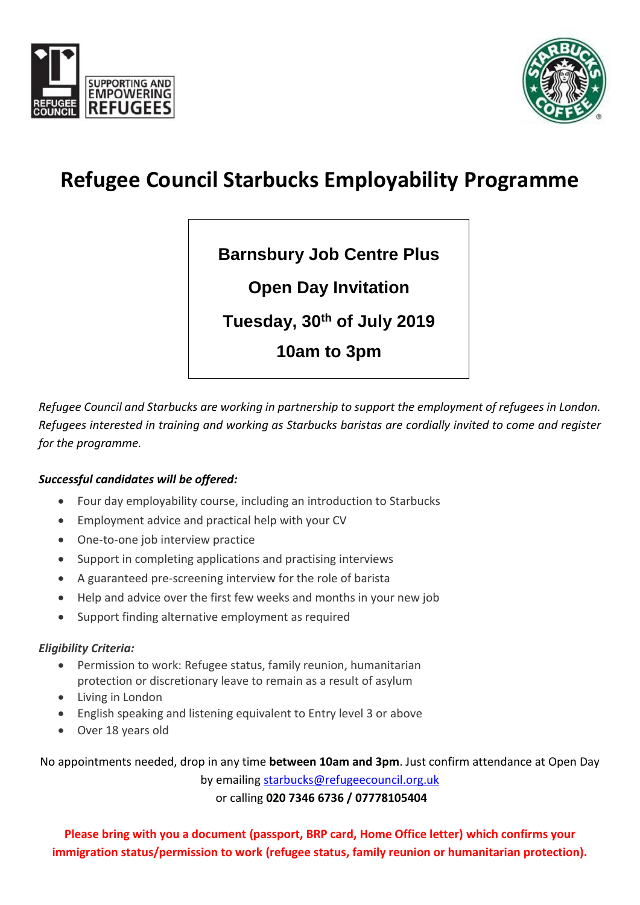SUPPORTING AND EMPOWERING REFUGEES

# Refugee Council Starbucks Employability Programme

**Barnsbury Job Centre Plus**

**Open Day Invitation**

**Tuesday, 30th of July 2019**

**10am to 3pm**

*Refugee Council and Starbucks are working in partnership to support the employment of refugees in London. Refugees interested in training and working as Starbucks baristas are cordially invited to come and register for the programme.*

***Successful candidates will be offered:***

- Four day employability course, including an introduction to Starbucks
- Employment advice and practical help with your CV
- One-to-one job interview practice
- Support in completing applications and practising interviews
- A guaranteed pre-screening interview for the role of barista
- Help and advice over the first few weeks and months in your new job
- Support finding alternative employment as required

***Eligibility Criteria:***

- Permission to work: Refugee status, family reunion, humanitarian protection or discretionary leave to remain as a result of asylum
- Living in London
- English speaking and listening equivalent to Entry level 3 or above
- Over 18 years old

No appointments needed, drop in any time **between 10am and 3pm**. Just confirm attendance at Open Day by emailing starbucks@refugeecouncil.org.uk or calling **020 7346 6736 / 07778105404**

**Please bring with you a document (passport, BRP card, Home Office letter) which confirms your immigration status/permission to work (refugee status, family reunion or humanitarian protection).**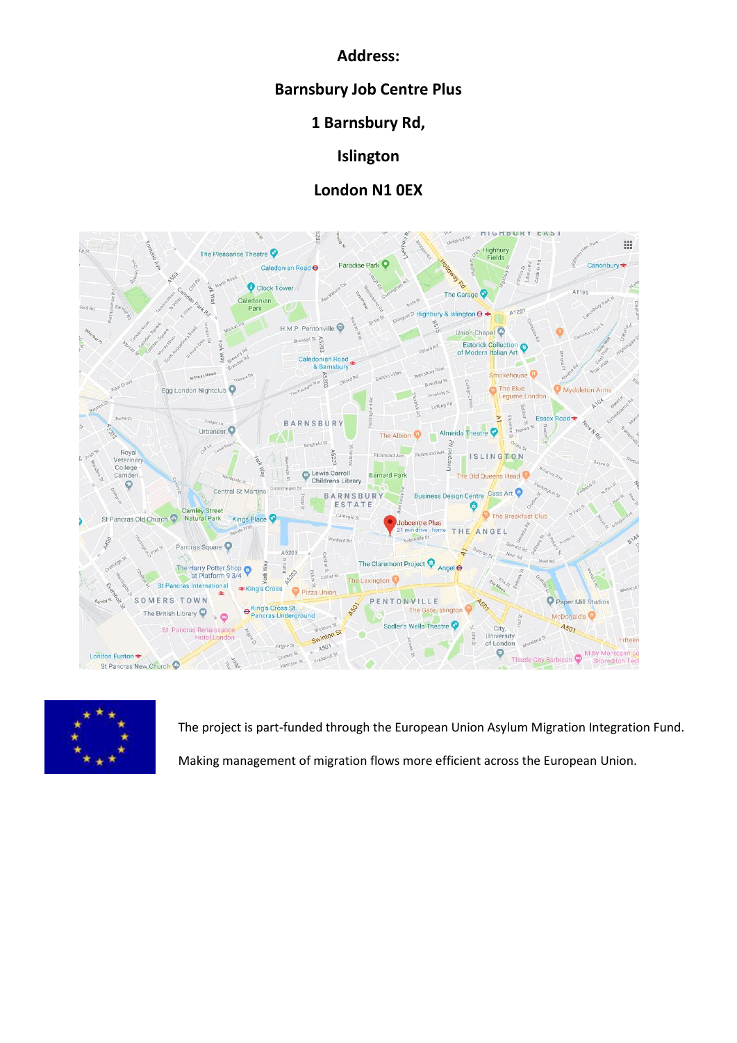**Address:**

**Barnsbury Job Centre Plus**

**1 Barnsbury Rd,**

**Islington**

**London N1 0EX**

The project is part-funded through the European Union Asylum Migration Integration Fund.

Making management of migration flows more efficient across the European Union.